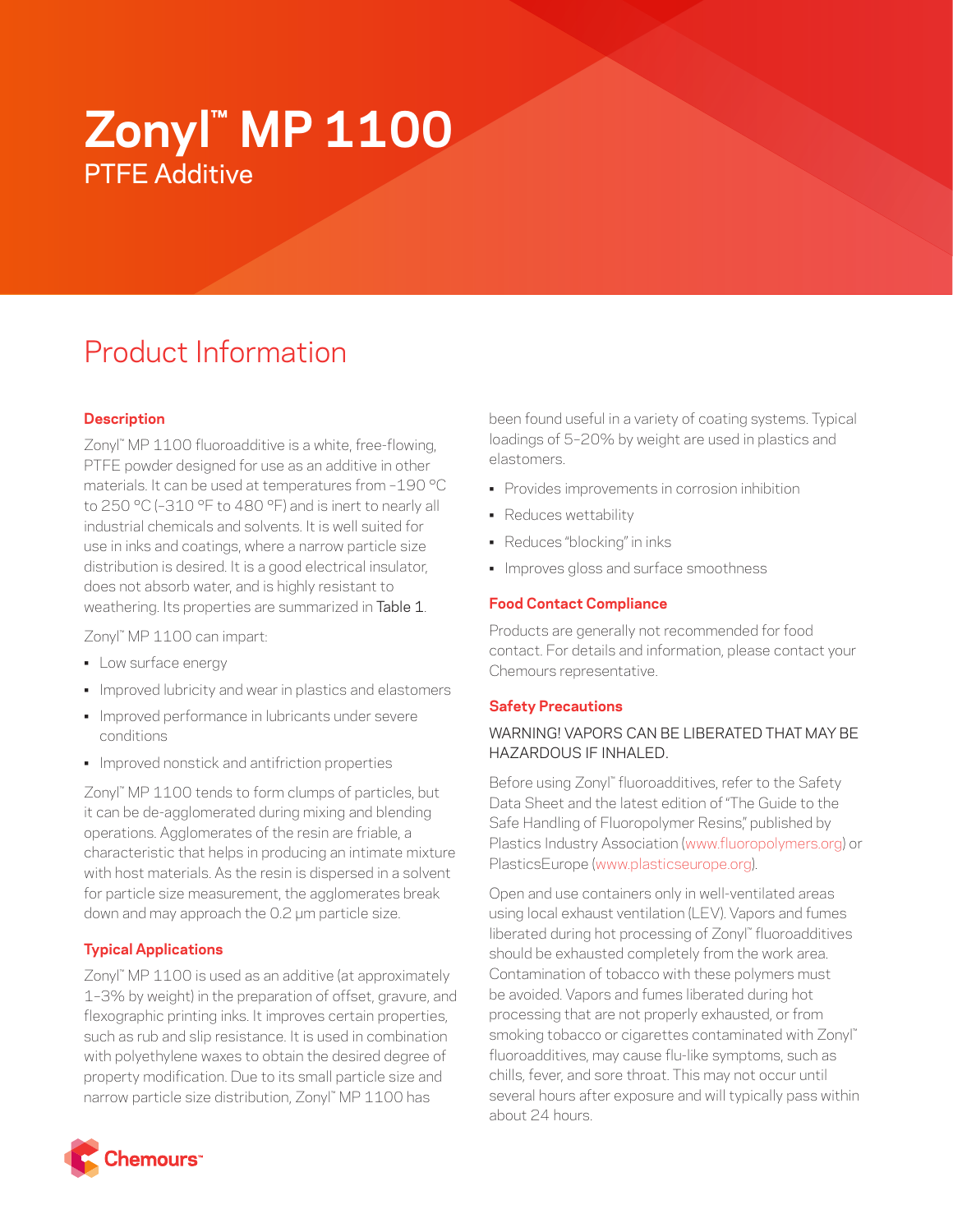# Zonyl™ MP 1100

PTFE Additive

## Product Information

### Description

Zonyl™ MP 1100 fluoroadditive is a white, free-flowing, PTFE powder designed for use as an additive in other materials. It can be used at temperatures from –190 °C to 250 °C (–310 °F to 480 °F) and is inert to nearly all industrial chemicals and solvents. It is well suited for use in inks and coatings, where a narrow particle size distribution is desired. It is a good electrical insulator, does not absorb water, and is highly resistant to weathering. Its properties are summarized in Table 1.

Zonyl™ MP 1100 can impart:

- Low surface energy
- Improved lubricity and wear in plastics and elastomers
- Improved performance in lubricants under severe conditions
- Improved nonstick and antifriction properties

Zonyl™ MP 1100 tends to form clumps of particles, but it can be de-agglomerated during mixing and blending operations. Agglomerates of the resin are friable, a characteristic that helps in producing an intimate mixture with host materials. As the resin is dispersed in a solvent for particle size measurement, the agglomerates break down and may approach the 0.2 µm particle size.

### Typical Applications

Zonyl™ MP 1100 is used as an additive (at approximately 1–3% by weight) in the preparation of offset, gravure, and flexographic printing inks. It improves certain properties, such as rub and slip resistance. It is used in combination with polyethylene waxes to obtain the desired degree of property modification. Due to its small particle size and narrow particle size distribution, Zonyl™ MP 1100 has been found useful in a variety of coating systems. Typical loadings of 5–20% by weight are used in plastics and elastomers.

- Provides improvements in corrosion inhibition
- Reduces wettability
- Reduces "blocking" in inks
- Improves gloss and surface smoothness

### Food Contact Compliance

Products are generally not recommended for food contact. For details and information, please contact your Chemours representative.

### Safety Precautions

WARNING! VAPORS CAN BE LIBERATED THAT MAY BE HAZARDOUS IF INHALED.

Before using Zonyl™ fluoroadditives, refer to the Safety Data Sheet and the latest edition of "The Guide to the Safe Handling of Fluoropolymer Resins," published by Plastics Industry Association (www.fluoropolymers.org) or PlasticsEurope (www.plasticseurope.org).

Open and use containers only in well-ventilated areas using local exhaust ventilation (LEV). Vapors and fumes liberated during hot processing of Zonyl™ fluoroadditives should be exhausted completely from the work area. Contamination of tobacco with these polymers must be avoided. Vapors and fumes liberated during hot processing that are not properly exhausted, or from smoking tobacco or cigarettes contaminated with Zonyl™ fluoroadditives, may cause flu-like symptoms, such as chills, fever, and sore throat. This may not occur until several hours after exposure and will typically pass within about 24 hours.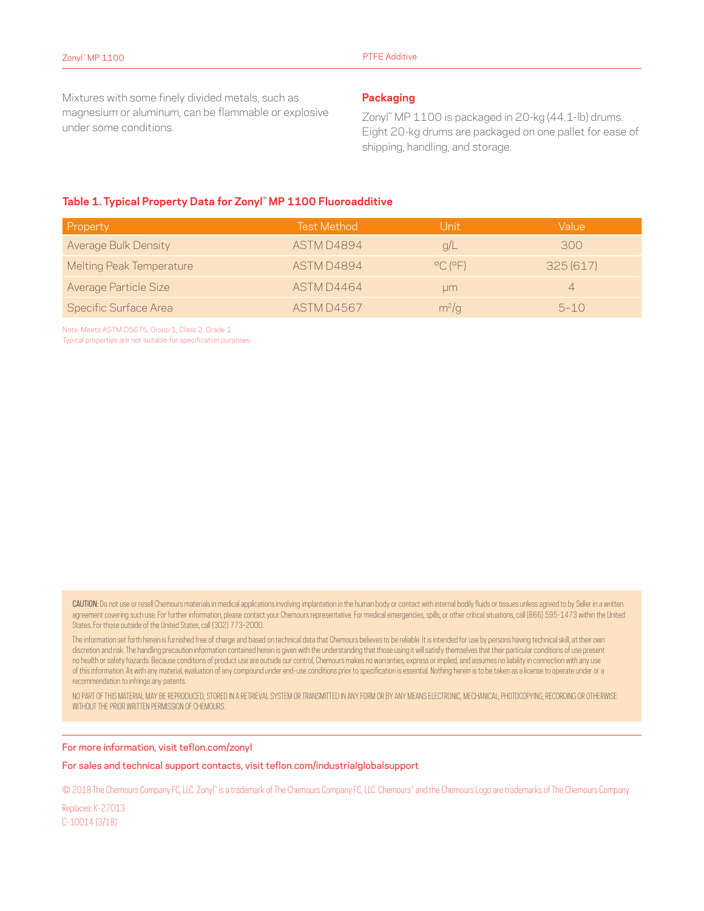Mixtures with some finely divided metals, such as magnesium or aluminum, can be flammable or explosive under some conditions.

## Packaging

Zonyl™ MP 1100 is packaged in 20-kg (44.1-lb) drums. Eight 20-kg drums are packaged on one pallet for ease of shipping, handling, and storage.

### Table 1. Typical Property Data for Zonyl™ MP 1100 Fluoroadditive

| Property | Test Method | Unit | Value |
|---|---|---|---|
| Average Bulk Density | ASTM D4894 | g/L | 300 |
| Melting Peak Temperature | ASTM D4894 | °C (°F) | 325 (617) |
| Average Particle Size | ASTM D4464 | µm | 4 |
| Specific Surface Area | ASTM D4567 | $m^2/g$ | 5–10 |

Note: Meets ASTM D5675, Group 1, Class 2, Grade 1.
Typical properties are not suitable for specification purposes.

CAUTION: Do not use or resell Chemours materials in medical applications involving implantation in the human body or contact with internal bodily fluids or tissues unless agreed to by Seller in a written agreement covering such use. For further information, please contact your Chemours representative. For medical emergencies, spills, or other critical situations, call (866) 595-1473 within the United States. For those outside of the United States, call (302) 773-2000.

The information set forth herein is furnished free of charge and based on technical data that Chemours believes to be reliable. It is intended for use by persons having technical skill, at their own discretion and risk. The handling precaution information contained herein is given with the understanding that those using it will satisfy themselves that their particular conditions of use present no health or safety hazards. Because conditions of product use are outside our control, Chemours makes no warranties, express or implied, and assumes no liability in connection with any use of this information. As with any material, evaluation of any compound under end-use conditions prior to specification is essential. Nothing herein is to be taken as a license to operate under or a recommendation to infringe any patents.

NO PART OF THIS MATERIAL MAY BE REPRODUCED, STORED IN A RETRIEVAL SYSTEM OR TRANSMITTED IN ANY FORM OR BY ANY MEANS ELECTRONIC, MECHANICAL, PHOTOCOPYING, RECORDING OR OTHERWISE WITHOUT THE PRIOR WRITTEN PERMISSION OF CHEMOURS.

For more information, visit teflon.com/zonyl

For sales and technical support contacts, visit teflon.com/industrialglobalsupport

© 2018 The Chemours Company FC, LLC. Zonyl™ is a trademark of The Chemours Company FC, LLC. Chemours™ and the Chemours Logo are trademarks of The Chemours Company.

Replaces: K-27013
C-10014 (3/18)